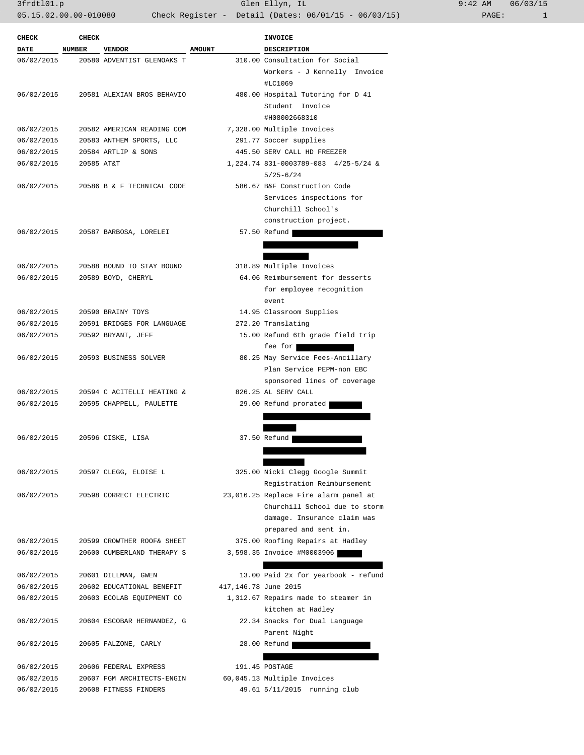| CHECK DATE | CHECK NUMBER | VENDOR | AMOUNT | INVOICE DESCRIPTION |
|---|---|---|---|---|
| 06/02/2015 | 20580 | ADVENTIST GLENOAKS T | 310.00 | Consultation for Social Workers - J Kennelly Invoice #LC1069 |
| 06/02/2015 | 20581 | ALEXIAN BROS BEHAVIO | 480.00 | Hospital Tutoring for D 41 Student Invoice #H08002668310 |
| 06/02/2015 | 20582 | AMERICAN READING COM | 7,328.00 | Multiple Invoices |
| 06/02/2015 | 20583 | ANTHEM SPORTS, LLC | 291.77 | Soccer supplies |
| 06/02/2015 | 20584 | ARTLIP & SONS | 445.50 | SERV CALL HD FREEZER |
| 06/02/2015 | 20585 | AT&T | 1,224.74 | 831-0003789-083 4/25-5/24 & 5/25-6/24 |
| 06/02/2015 | 20586 | B & F TECHNICAL CODE | 586.67 | B&F Construction Code Services inspections for Churchill School's construction project. |
| 06/02/2015 | 20587 | BARBOSA, LORELEI | 57.50 | Refund |
| 06/02/2015 | 20588 | BOUND TO STAY BOUND | 318.89 | Multiple Invoices |
| 06/02/2015 | 20589 | BOYD, CHERYL | 64.06 | Reimbursement for desserts for employee recognition event |
| 06/02/2015 | 20590 | BRAINY TOYS | 14.95 | Classroom Supplies |
| 06/02/2015 | 20591 | BRIDGES FOR LANGUAGE | 272.20 | Translating |
| 06/02/2015 | 20592 | BRYANT, JEFF | 15.00 | Refund 6th grade field trip fee for |
| 06/02/2015 | 20593 | BUSINESS SOLVER | 80.25 | May Service Fees-Ancillary Plan Service PEPM-non EBC sponsored lines of coverage |
| 06/02/2015 | 20594 | C ACITELLI HEATING & | 826.25 | AL SERV CALL |
| 06/02/2015 | 20595 | CHAPPELL, PAULETTE | 29.00 | Refund prorated |
| 06/02/2015 | 20596 | CISKE, LISA | 37.50 | Refund |
| 06/02/2015 | 20597 | CLEGG, ELOISE L | 325.00 | Nicki Clegg Google Summit Registration Reimbursement |
| 06/02/2015 | 20598 | CORRECT ELECTRIC | 23,016.25 | Replace Fire alarm panel at Churchill School due to storm damage. Insurance claim was prepared and sent in. |
| 06/02/2015 | 20599 | CROWTHER ROOF& SHEET | 375.00 | Roofing Repairs at Hadley |
| 06/02/2015 | 20600 | CUMBERLAND THERAPY S | 3,598.35 | Invoice #M0003906 |
| 06/02/2015 | 20601 | DILLMAN, GWEN | 13.00 | Paid 2x for yearbook - refund |
| 06/02/2015 | 20602 | EDUCATIONAL BENEFIT | 417,146.78 | June 2015 |
| 06/02/2015 | 20603 | ECOLAB EQUIPMENT CO | 1,312.67 | Repairs made to steamer in kitchen at Hadley |
| 06/02/2015 | 20604 | ESCOBAR HERNANDEZ, G | 22.34 | Snacks for Dual Language Parent Night |
| 06/02/2015 | 20605 | FALZONE, CARLY | 28.00 | Refund |
| 06/02/2015 | 20606 | FEDERAL EXPRESS | 191.45 | POSTAGE |
| 06/02/2015 | 20607 | FGM ARCHITECTS-ENGIN | 60,045.13 | Multiple Invoices |
| 06/02/2015 | 20608 | FITNESS FINDERS | 49.61 | 5/11/2015 running club |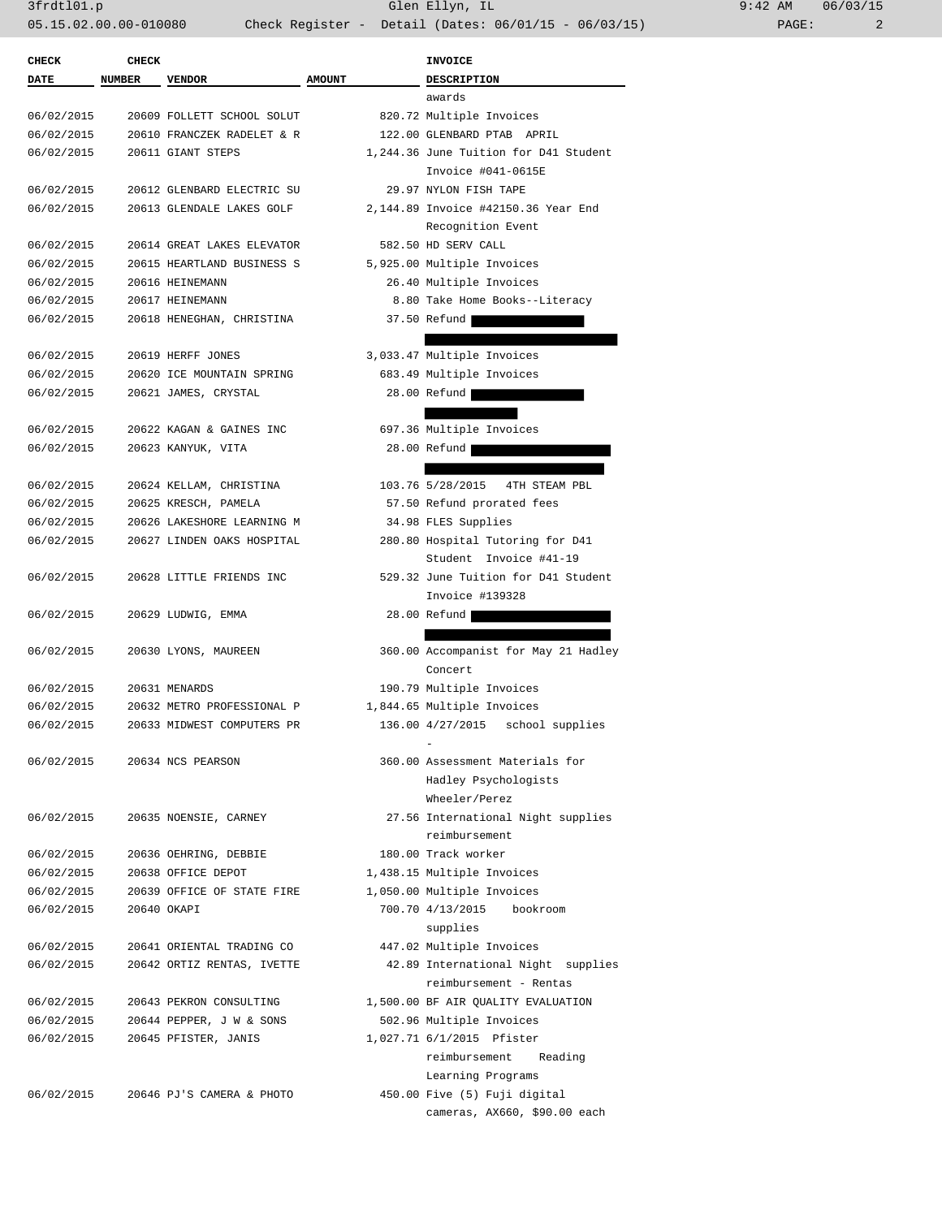| CHECK DATE | CHECK NUMBER | VENDOR | AMOUNT | INVOICE DESCRIPTION |
|---|---|---|---|---|
| | | | | awards |
| 06/02/2015 | 20609 | FOLLETT SCHOOL SOLUT | 820.72 | Multiple Invoices |
| 06/02/2015 | 20610 | FRANCZEK RADELET & R | 122.00 | GLENBARD PTAB APRIL |
| 06/02/2015 | 20611 | GIANT STEPS | 1,244.36 | June Tuition for D41 Student Invoice #041-0615E |
| 06/02/2015 | 20612 | GLENBARD ELECTRIC SU | 29.97 | NYLON FISH TAPE |
| 06/02/2015 | 20613 | GLENDALE LAKES GOLF | 2,144.89 | Invoice #42150.36 Year End Recognition Event |
| 06/02/2015 | 20614 | GREAT LAKES ELEVATOR | 582.50 | HD SERV CALL |
| 06/02/2015 | 20615 | HEARTLAND BUSINESS S | 5,925.00 | Multiple Invoices |
| 06/02/2015 | 20616 | HEINEMANN | 26.40 | Multiple Invoices |
| 06/02/2015 | 20617 | HEINEMANN | 8.80 | Take Home Books--Literacy |
| 06/02/2015 | 20618 | HENEGHAN, CHRISTINA | 37.50 | Refund [REDACTED] |
| 06/02/2015 | 20619 | HERFF JONES | 3,033.47 | Multiple Invoices |
| 06/02/2015 | 20620 | ICE MOUNTAIN SPRING | 683.49 | Multiple Invoices |
| 06/02/2015 | 20621 | JAMES, CRYSTAL | 28.00 | Refund [REDACTED] |
| 06/02/2015 | 20622 | KAGAN & GAINES INC | 697.36 | Multiple Invoices |
| 06/02/2015 | 20623 | KANYUK, VITA | 28.00 | Refund [REDACTED] |
| 06/02/2015 | 20624 | KELLAM, CHRISTINA | 103.76 | 5/28/2015 4TH STEAM PBL |
| 06/02/2015 | 20625 | KRESCH, PAMELA | 57.50 | Refund prorated fees |
| 06/02/2015 | 20626 | LAKESHORE LEARNING M | 34.98 | FLES Supplies |
| 06/02/2015 | 20627 | LINDEN OAKS HOSPITAL | 280.80 | Hospital Tutoring for D41 Student Invoice #41-19 |
| 06/02/2015 | 20628 | LITTLE FRIENDS INC | 529.32 | June Tuition for D41 Student Invoice #139328 |
| 06/02/2015 | 20629 | LUDWIG, EMMA | 28.00 | Refund [REDACTED] |
| 06/02/2015 | 20630 | LYONS, MAUREEN | 360.00 | Accompanist for May 21 Hadley Concert |
| 06/02/2015 | 20631 | MENARDS | 190.79 | Multiple Invoices |
| 06/02/2015 | 20632 | METRO PROFESSIONAL P | 1,844.65 | Multiple Invoices |
| 06/02/2015 | 20633 | MIDWEST COMPUTERS PR | 136.00 | 4/27/2015 school supplies - |
| 06/02/2015 | 20634 | NCS PEARSON | 360.00 | Assessment Materials for Hadley Psychologists Wheeler/Perez |
| 06/02/2015 | 20635 | NOENSIE, CARNEY | 27.56 | International Night supplies reimbursement |
| 06/02/2015 | 20636 | OEHRING, DEBBIE | 180.00 | Track worker |
| 06/02/2015 | 20638 | OFFICE DEPOT | 1,438.15 | Multiple Invoices |
| 06/02/2015 | 20639 | OFFICE OF STATE FIRE | 1,050.00 | Multiple Invoices |
| 06/02/2015 | 20640 | OKAPI | 700.70 | 4/13/2015 bookroom supplies |
| 06/02/2015 | 20641 | ORIENTAL TRADING CO | 447.02 | Multiple Invoices |
| 06/02/2015 | 20642 | ORTIZ RENTAS, IVETTE | 42.89 | International Night supplies reimbursement - Rentas |
| 06/02/2015 | 20643 | PEKRON CONSULTING | 1,500.00 | BF AIR QUALITY EVALUATION |
| 06/02/2015 | 20644 | PEPPER, J W & SONS | 502.96 | Multiple Invoices |
| 06/02/2015 | 20645 | PFISTER, JANIS | 1,027.71 | 6/1/2015 Pfister reimbursement Reading Learning Programs |
| 06/02/2015 | 20646 | PJ'S CAMERA & PHOTO | 450.00 | Five (5) Fuji digital cameras, AX660, $90.00 each |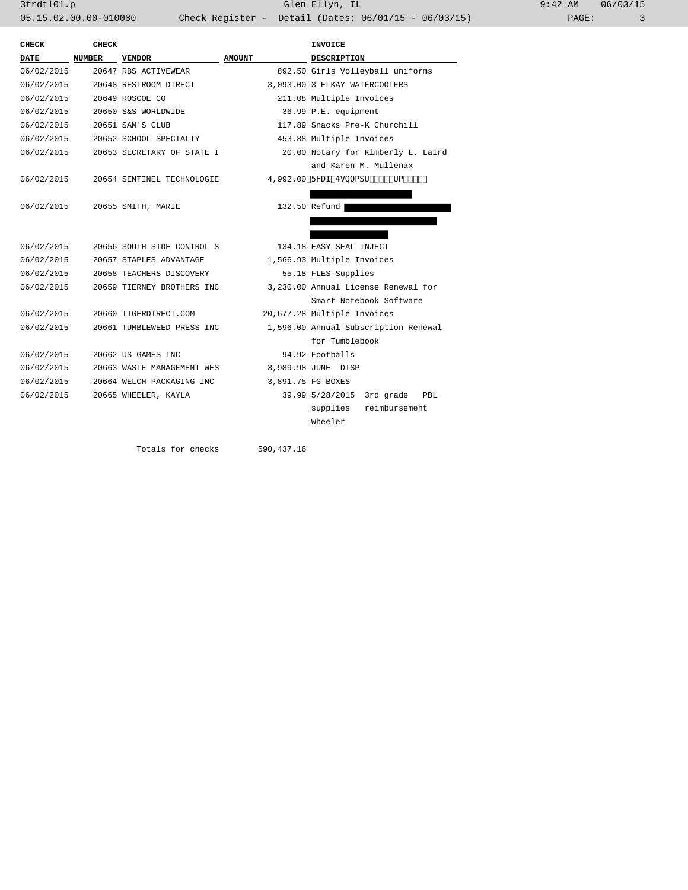| CHECK DATE | CHECK NUMBER | VENDOR | AMOUNT | INVOICE DESCRIPTION |
|---|---|---|---|---|
| 06/02/2015 | 20647 | RBS ACTIVEWEAR | 892.50 | Girls Volleyball uniforms |
| 06/02/2015 | 20648 | RESTROOM DIRECT | 3,093.00 | 3 ELKAY WATERCOOLERS |
| 06/02/2015 | 20649 | ROSCOE CO | 211.08 | Multiple Invoices |
| 06/02/2015 | 20650 | S&S WORLDWIDE | 36.99 | P.E. equipment |
| 06/02/2015 | 20651 | SAM'S CLUB | 117.89 | Snacks Pre-K Churchill |
| 06/02/2015 | 20652 | SCHOOL SPECIALTY | 453.88 | Multiple Invoices |
| 06/02/2015 | 20653 | SECRETARY OF STATE I | 20.00 | Notary for Kimberly L. Laird and Karen M. Mullenax |
| 06/02/2015 | 20654 | SENTINEL TECHNOLOGIE | 4,992.00 | 5FDI 4VQQPSU UP |
| 06/02/2015 | 20655 | SMITH, MARIE | 132.50 | Refund |
| 06/02/2015 | 20656 | SOUTH SIDE CONTROL S | 134.18 | EASY SEAL INJECT |
| 06/02/2015 | 20657 | STAPLES ADVANTAGE | 1,566.93 | Multiple Invoices |
| 06/02/2015 | 20658 | TEACHERS DISCOVERY | 55.18 | FLES Supplies |
| 06/02/2015 | 20659 | TIERNEY BROTHERS INC | 3,230.00 | Annual License Renewal for Smart Notebook Software |
| 06/02/2015 | 20660 | TIGERDIRECT.COM | 20,677.28 | Multiple Invoices |
| 06/02/2015 | 20661 | TUMBLEWEED PRESS INC | 1,596.00 | Annual Subscription Renewal for Tumblebook |
| 06/02/2015 | 20662 | US GAMES INC | 94.92 | Footballs |
| 06/02/2015 | 20663 | WASTE MANAGEMENT WES | 3,989.98 | JUNE DISP |
| 06/02/2015 | 20664 | WELCH PACKAGING INC | 3,891.75 | FG BOXES |
| 06/02/2015 | 20665 | WHEELER, KAYLA | 39.99 | 5/28/2015 3rd grade PBL supplies reimbursement Wheeler |
| | | Totals for checks | 590,437.16 | |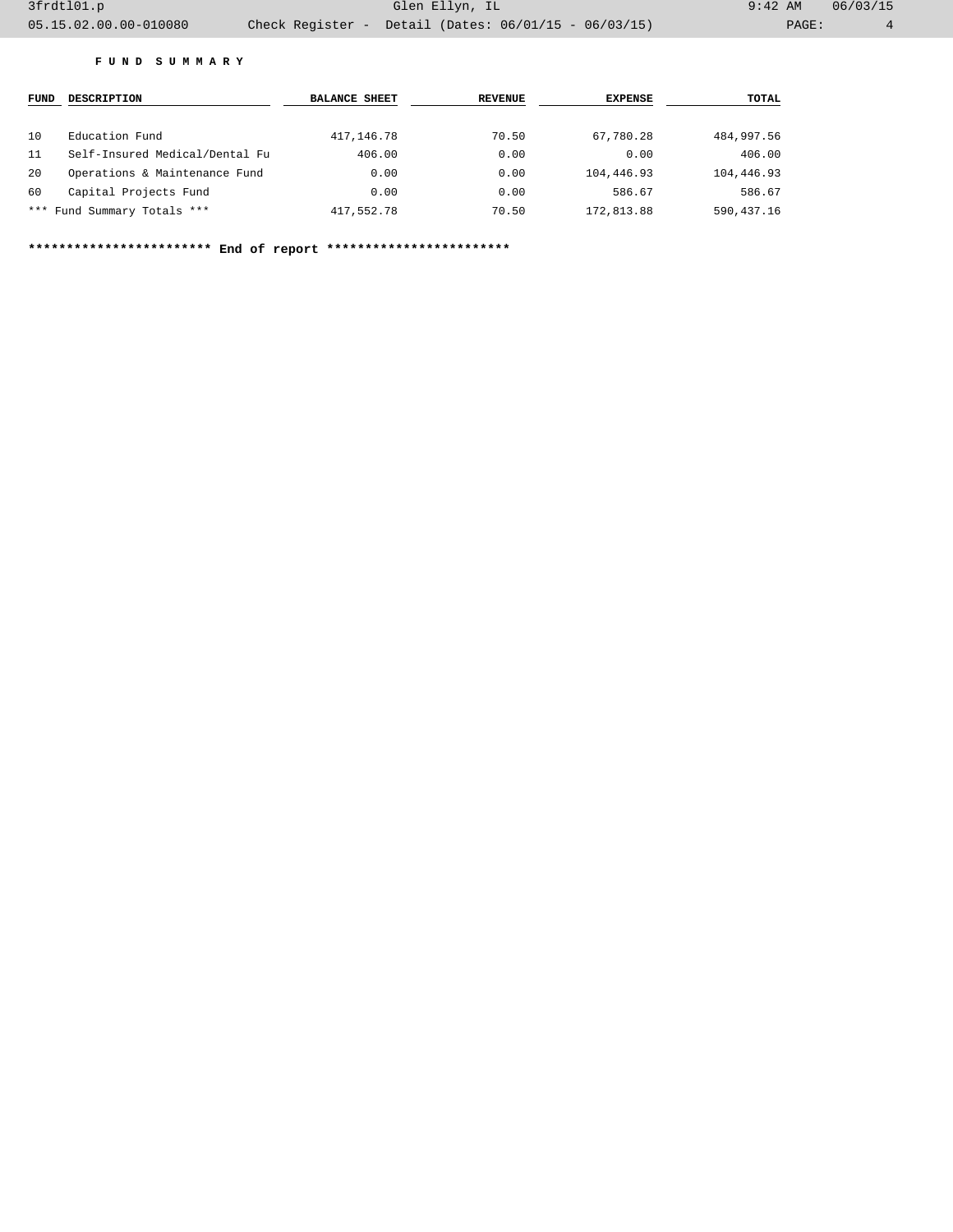**F U N D   S U M M A R Y**

| FUND | DESCRIPTION | BALANCE SHEET | REVENUE | EXPENSE | TOTAL |
|---|---|---|---|---|---|
| 10 | Education Fund | 417,146.78 | 70.50 | 67,780.28 | 484,997.56 |
| 11 | Self-Insured Medical/Dental Fu | 406.00 | 0.00 | 0.00 | 406.00 |
| 20 | Operations & Maintenance Fund | 0.00 | 0.00 | 104,446.93 | 104,446.93 |
| 60 | Capital Projects Fund | 0.00 | 0.00 | 586.67 | 586.67 |
| *** Fund Summary Totals *** | | 417,552.78 | 70.50 | 172,813.88 | 590,437.16 |

************************ **End of report** ************************